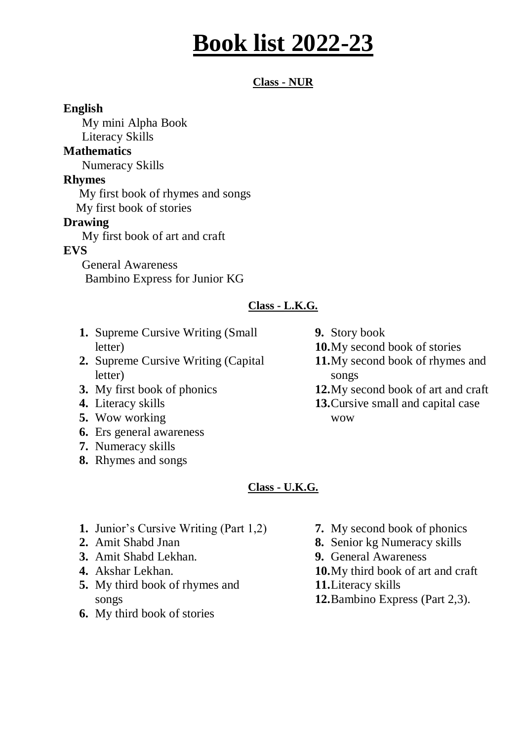# Book list 2022-23

## Class - NUR

**English**

My mini Alpha Book
Literacy Skills

**Mathematics**

Numeracy Skills

**Rhymes**

My first book of rhymes and songs
My first book of stories

**Drawing**

My first book of art and craft

**EVS**

General Awareness
Bambino Express for Junior KG

## Class - L.K.G.

1. Supreme Cursive Writing (Small letter)
2. Supreme Cursive Writing (Capital letter)
3. My first book of phonics
4. Literacy skills
5. Wow working
6. Ers general awareness
7. Numeracy skills
8. Rhymes and songs
9. Story book
10. My second book of stories
11. My second book of rhymes and songs
12. My second book of art and craft
13. Cursive small and capital case wow

## Class - U.K.G.

1. Junior's Cursive Writing (Part 1,2)
2. Amit Shabd Jnan
3. Amit Shabd Lekhan.
4. Akshar Lekhan.
5. My third book of rhymes and songs
6. My third book of stories
7. My second book of phonics
8. Senior kg Numeracy skills
9. General Awareness
10. My third book of art and craft
11. Literacy skills
12. Bambino Express (Part 2,3).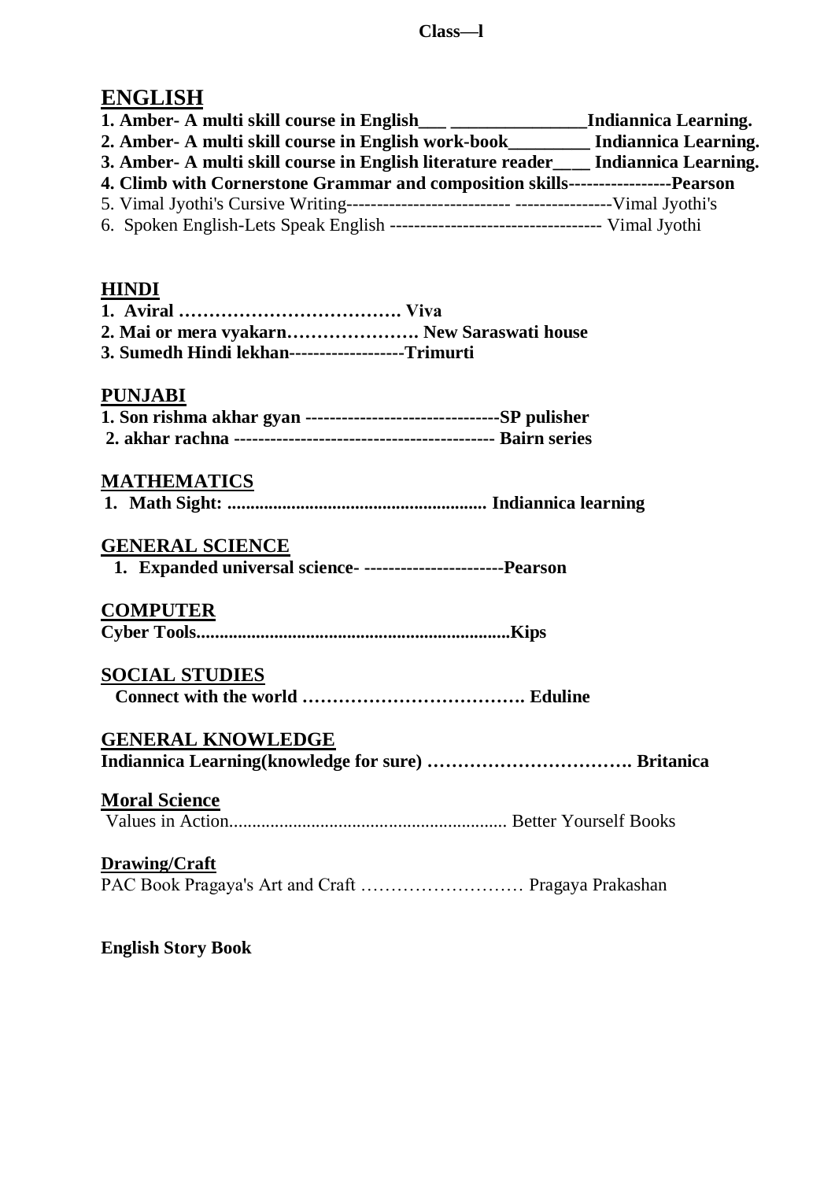**Class—l**

## ENGLISH

**1. Amber- A multi skill course in English___ _______________Indiannica Learning.**
**2. Amber- A multi skill course in English work-book_________ Indiannica Learning.**
**3. Amber- A multi skill course in English literature reader____ Indiannica Learning.**
**4. Climb with Cornerstone Grammar and composition skills-----------------Pearson**
5. Vimal Jyothi's Cursive Writing-------------------------- ----------------Vimal Jyothi's
6. Spoken English-Lets Speak English ---------------------------------- Vimal Jyothi

## HINDI

**1. Aviral ………………………………. Viva**
**2. Mai or mera vyakarn…………………. New Saraswati house**
**3. Sumedh Hindi lekhan------------------Trimurti**

## PUNJABI

**1. Son rishma akhar gyan -------------------------------SP pulisher**
**2. akhar rachna ------------------------------------------ Bairn series**

## MATHEMATICS

**1. Math Sight: ......................................................... Indiannica learning**

## GENERAL SCIENCE

**1. Expanded universal science- -----------------------Pearson**

## COMPUTER

**Cyber Tools.....................................................................Kips**

## SOCIAL STUDIES

**Connect with the world ………………………………. Eduline**

## GENERAL KNOWLEDGE

**Indiannica Learning(knowledge for sure) ……………………………. Britanica**

## Moral Science

Values in Action............................................................. Better Yourself Books

## Drawing/Craft

PAC Book Pragaya's Art and Craft ……………………… Pragaya Prakashan

**English Story Book**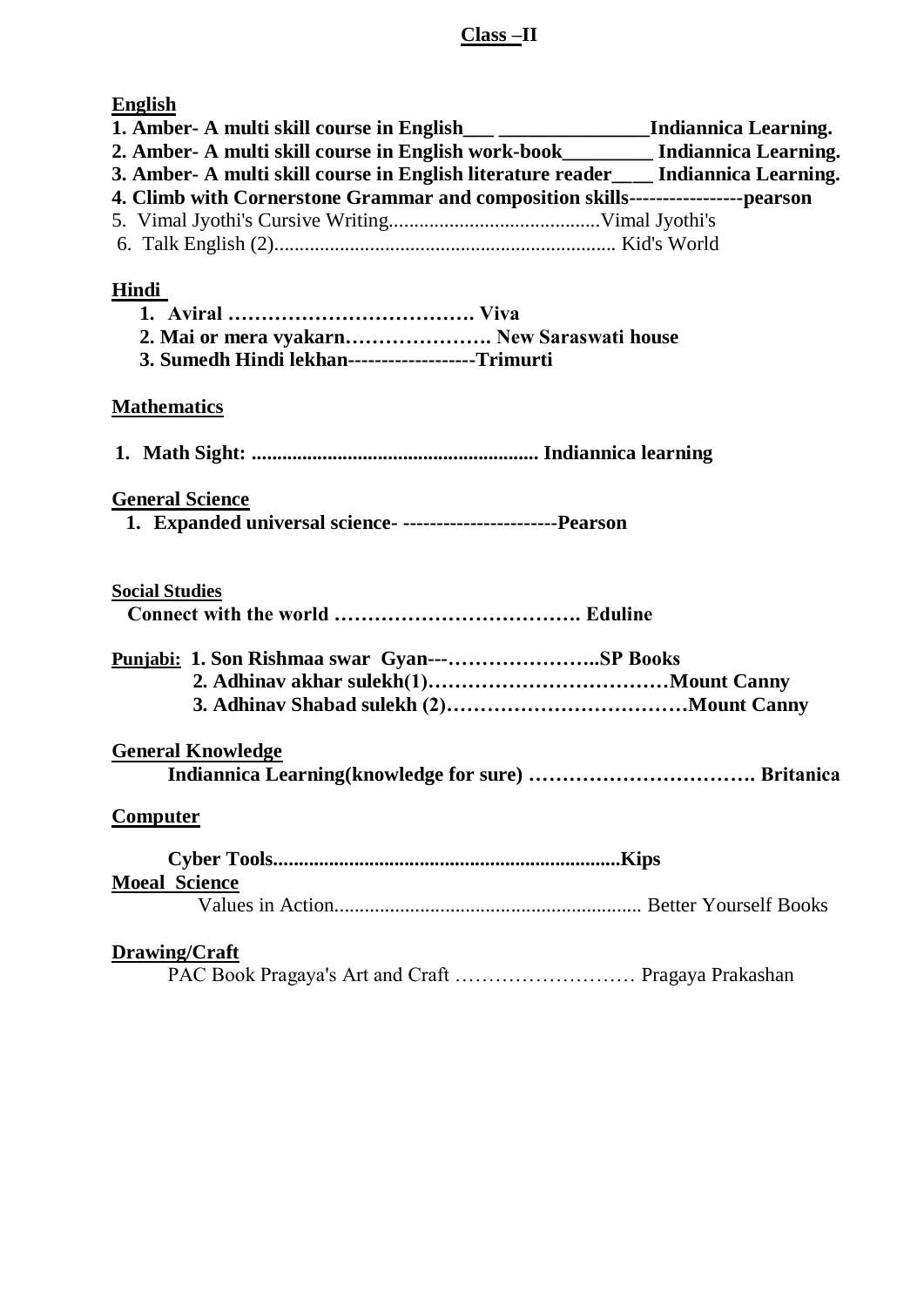## Class –II

**English**

**1. Amber- A multi skill course in English___ _______________Indiannica Learning.**
**2. Amber- A multi skill course in English work-book_________ Indiannica Learning.**
**3. Amber- A multi skill course in English literature reader____ Indiannica Learning.**
**4. Climb with Cornerstone Grammar and composition skills-----------------pearson**
5. Vimal Jyothi's Cursive Writing..........................................Vimal Jyothi's
6. Talk English (2).................................................................... Kid's World

**Hindi**

1. **Aviral ………………………………. Viva**
2. **Mai or mera vyakarn…………………. New Saraswati house**
3. **Sumedh Hindi lekhan-------------------Trimurti**

**Mathematics**

1. **Math Sight: ......................................................... Indiannica learning**

**General Science**

1. **Expanded universal science- -----------------------Pearson**

**Social Studies**

**Connect with the world ………………………………. Eduline**

**Punjabi:** **1. Son Rishmaa swar Gyan---…………………..SP Books**
**2. Adhinav akhar sulekh(1)………………………………Mount Canny**
**3. Adhinav Shabad sulekh (2)………………………………Mount Canny**

**General Knowledge**

**Indiannica Learning(knowledge for sure) ……………………………. Britanica**

**Computer**

**Cyber Tools.....................................................................Kips**

**Moeal Science**

Values in Action............................................................. Better Yourself Books

**Drawing/Craft**

PAC Book Pragaya's Art and Craft ……………………… Pragaya Prakashan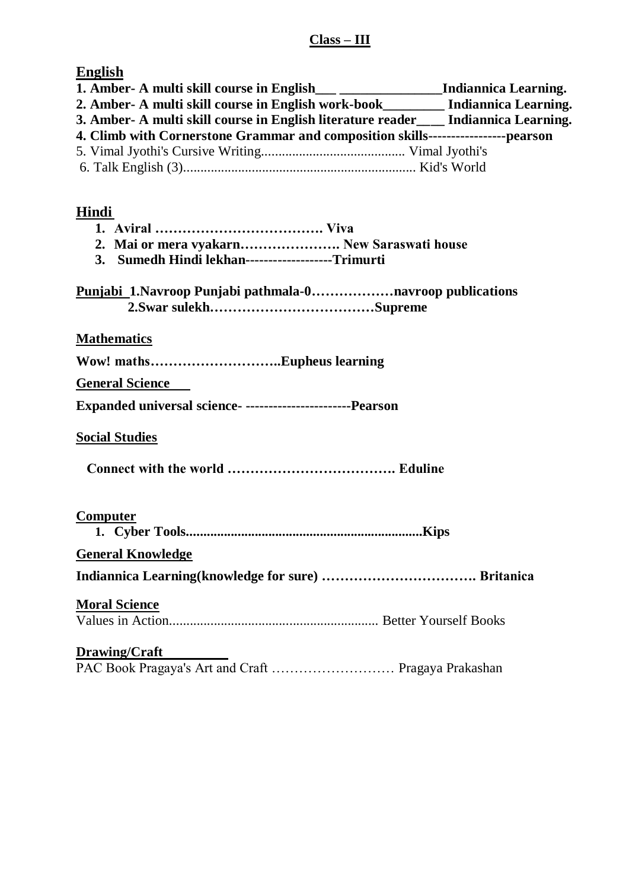## Class – III

### English

**1. Amber- A multi skill course in English___ _______________Indiannica Learning.**
**2. Amber- A multi skill course in English work-book_________ Indiannica Learning.**
**3. Amber- A multi skill course in English literature reader____ Indiannica Learning.**
**4. Climb with Cornerstone Grammar and composition skills-----------------pearson**
5. Vimal Jyothi's Cursive Writing.......................................... Vimal Jyothi's
6. Talk English (3).................................................................... Kid's World

### Hindi

1. **Aviral ………………………………. Viva**
2. **Mai or mera vyakarn…………………. New Saraswati house**
3. **Sumedh Hindi lekhan-------------------Trimurti**

**Punjabi 1.Navroop Punjabi pathmala-0………………navroop publications**
**2.Swar sulekh………………………………Supreme**

**Mathematics**

**Wow! maths………………………..Eupheus learning**

**General Science**

**Expanded universal science- -----------------------Pearson**

**Social Studies**

**Connect with the world ………………………………. Eduline**

**Computer**

1. **Cyber Tools....................................................................Kips**

**General Knowledge**

**Indiannica Learning(knowledge for sure) ……………………………. Britanica**

**Moral Science**

Values in Action............................................................. Better Yourself Books

**Drawing/Craft**

PAC Book Pragaya's Art and Craft ……………………… Pragaya Prakashan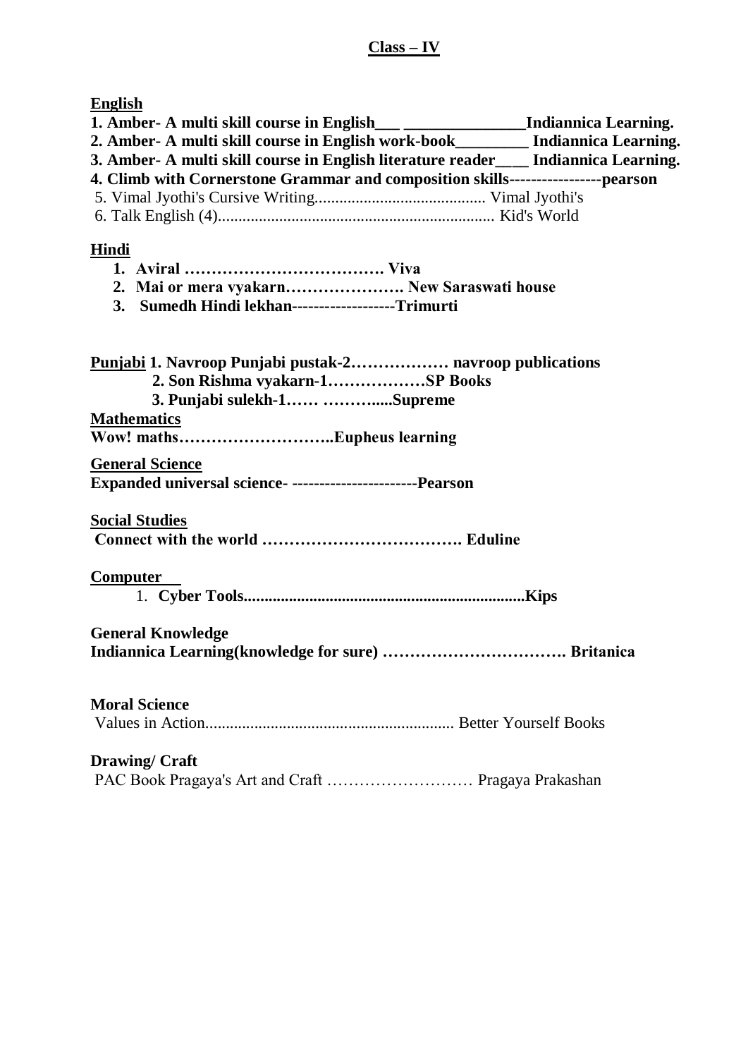## Class – IV

### English

**1. Amber- A multi skill course in English___ _______________Indiannica Learning.**
**2. Amber- A multi skill course in English work-book_________ Indiannica Learning.**
**3. Amber- A multi skill course in English literature reader____ Indiannica Learning.**
**4. Climb with Cornerstone Grammar and composition skills-----------------pearson**
5. Vimal Jyothi's Cursive Writing.......................................... Vimal Jyothi's
6. Talk English (4)................................................................... Kid's World

### Hindi

1. **Aviral ………………………………. Viva**
2. **Mai or mera vyakarn…………………. New Saraswati house**
3. **Sumedh Hindi lekhan-------------------Trimurti**

### Punjabi

**1. Navroop Punjabi pustak-2……………… navroop publications**
**2. Son Rishma vyakarn-1………………SP Books**
**3. Punjabi sulekh-1…… ………....Supreme**

### Mathematics

**Wow! maths………………………..Eupheus learning**

### General Science

**Expanded universal science- -----------------------Pearson**

### Social Studies

**Connect with the world ………………………………. Eduline**

### Computer

1. **Cyber Tools....................................................................Kips**

### General Knowledge

**Indiannica Learning(knowledge for sure) ……………………………. Britanica**

### Moral Science

Values in Action............................................................ Better Yourself Books

### Drawing/ Craft

PAC Book Pragaya's Art and Craft ……………………… Pragaya Prakashan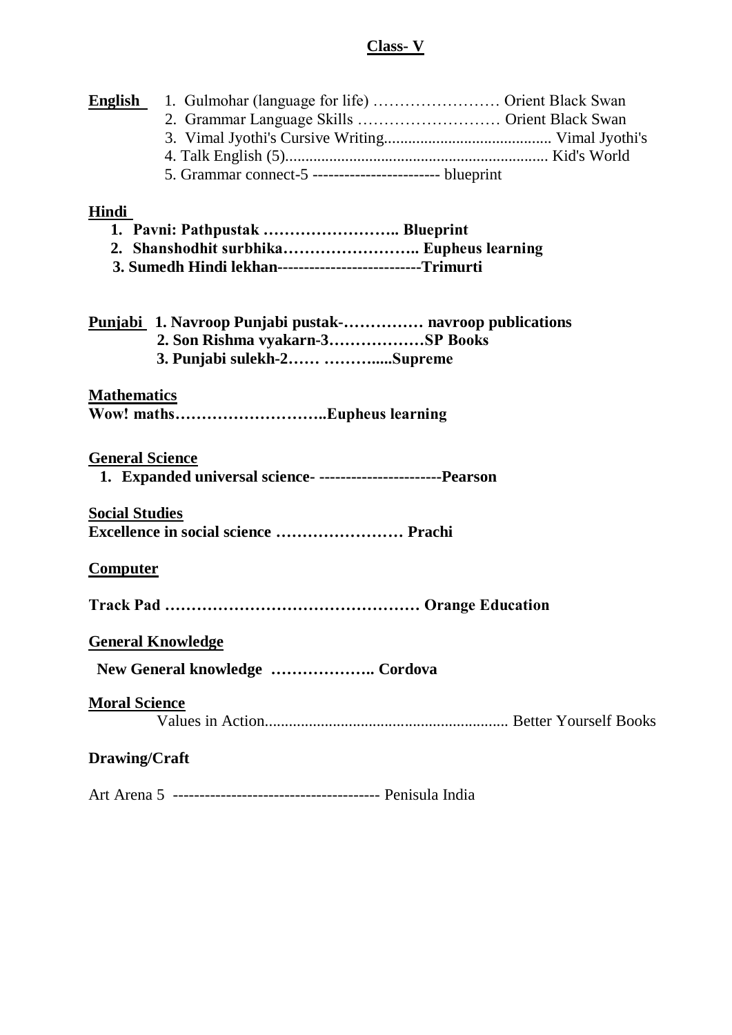**Class- V**

**English**

1. Gulmohar (language for life) …………………… Orient Black Swan
2. Grammar Language Skills ……………………… Orient Black Swan
3. Vimal Jyothi's Cursive Writing.......................................... Vimal Jyothi's
4. Talk English (5)................................................................. Kid's World
5. Grammar connect-5 ----------------------- blueprint

**Hindi**

1. **Pavni: Pathpustak …………………….. Blueprint**
2. **Shanshodhit surbhika…………………….. Eupheus learning**
3. **Sumedh Hindi lekhan--------------------------Trimurti**

**Punjabi**

1. **Navroop Punjabi pustak-…………… navroop publications**
2. **Son Rishma vyakarn-3………………SP Books**
3. **Punjabi sulekh-2…… ……….....Supreme**

**Mathematics**

**Wow! maths………………………..Eupheus learning**

**General Science**

1. **Expanded universal science- ----------------------Pearson**

**Social Studies**

**Excellence in social science …………………… Prachi**

**Computer**

**Track Pad ………………………………………… Orange Education**

**General Knowledge**

**New General knowledge ……………….. Cordova**

**Moral Science**

Values in Action............................................................. Better Yourself Books

**Drawing/Craft**

Art Arena 5 ------------------------------------- Penisula India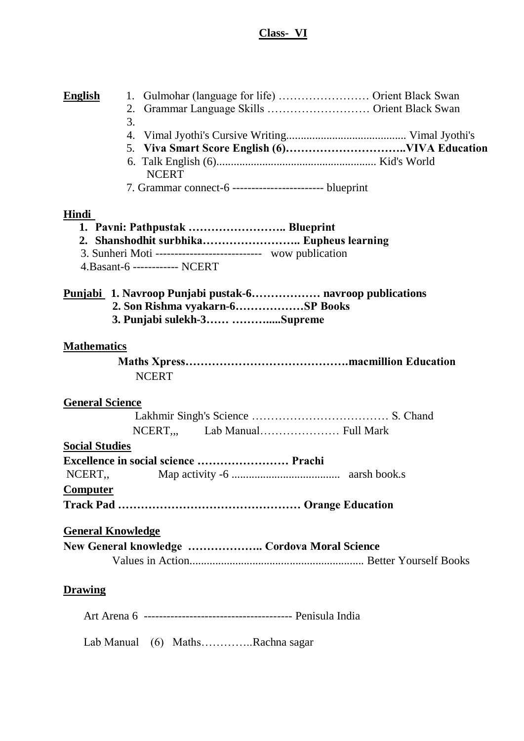# Class- VI

**English**

1. Gulmohar (language for life) …………………… Orient Black Swan
2. Grammar Language Skills ……………………… Orient Black Swan
3. 
4. Vimal Jyothi's Cursive Writing......................................... Vimal Jyothi's
5. **Viva Smart Score English (6)…………………………..VIVA Education**
6. Talk English (6)....................................................... Kid's World
   NCERT
7. Grammar connect-6 ------------------------ blueprint

**Hindi**

1. **Pavni: Pathpustak …………………….. Blueprint**
2. **Shanshodhit surbhika…………………….. Eupheus learning**
3. Sunheri Moti ---------------------------- wow publication
4. Basant-6 ------------ NCERT

**Punjabi**

1. **Navroop Punjabi pustak-6……………… navroop publications**
2. **Son Rishma vyakarn-6………………SP Books**
3. **Punjabi sulekh-3…… ……….....Supreme**

**Mathematics**

**Maths Xpress…………………………………….macmillion Education**
NCERT

**General Science**

Lakhmir Singh's Science ……………………………… S. Chand
NCERT,,, Lab Manual………………… Full Mark

**Social Studies**

**Excellence in social science …………………… Prachi**
NCERT,, Map activity -6 ...................................... aarsh book.s

**Computer**

**Track Pad ………………………………………… Orange Education**

**General Knowledge**

**New General knowledge ……………….. Cordova Moral Science**
Values in Action............................................................ Better Yourself Books

**Drawing**

Art Arena 6 -------------------------------------- Penisula India

Lab Manual (6) Maths…………..Rachna sagar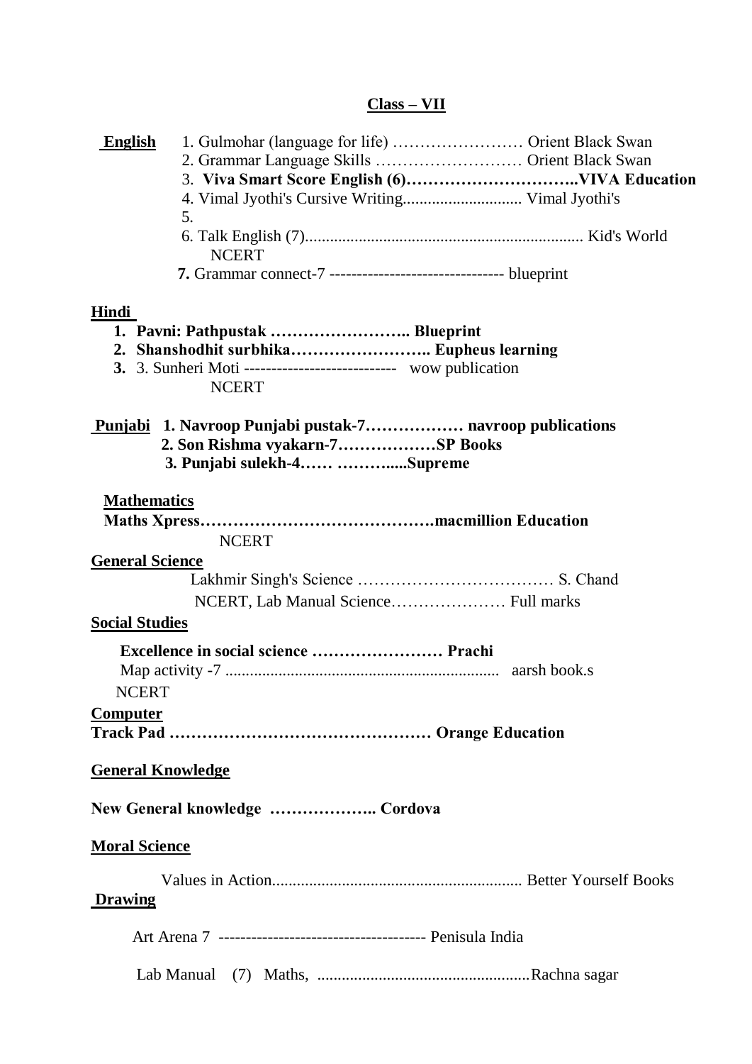## Class – VII

**English**

1. Gulmohar (language for life) …………………… Orient Black Swan
2. Grammar Language Skills ……………………… Orient Black Swan
3. **Viva Smart Score English (6)…………………………..VIVA Education**
4. Vimal Jyothi's Cursive Writing............................ Vimal Jyothi's
5.
6. Talk English (7)................................................................... Kid's World
   NCERT
7. Grammar connect-7 -------------------------------- blueprint

**Hindi**

1. **Pavni: Pathpustak …………………….. Blueprint**
2. **Shanshodhit surbhika…………………….. Eupheus learning**
3. 3. Sunheri Moti --------------------------- wow publication
   NCERT

**Punjabi**

1. **Navroop Punjabi pustak-7……………… navroop publications**
2. **Son Rishma vyakarn-7………………SP Books**
3. **Punjabi sulekh-4…… ………....Supreme**

**Mathematics**

**Maths Xpress…………………………………….macmillion Education**

NCERT

**General Science**

Lakhmir Singh's Science ……………………………… S. Chand

NCERT, Lab Manual Science………………… Full marks

**Social Studies**

**Excellence in social science …………………… Prachi**

Map activity -7 .................................................................. aarsh book.s

NCERT

**Computer**

**Track Pad ………………………………………… Orange Education**

**General Knowledge**

**New General knowledge ……………….. Cordova**

**Moral Science**

Values in Action............................................................ Better Yourself Books

**Drawing**

Art Arena 7 ------------------------------------- Penisula India

Lab Manual (7) Maths, ...................................................Rachna sagar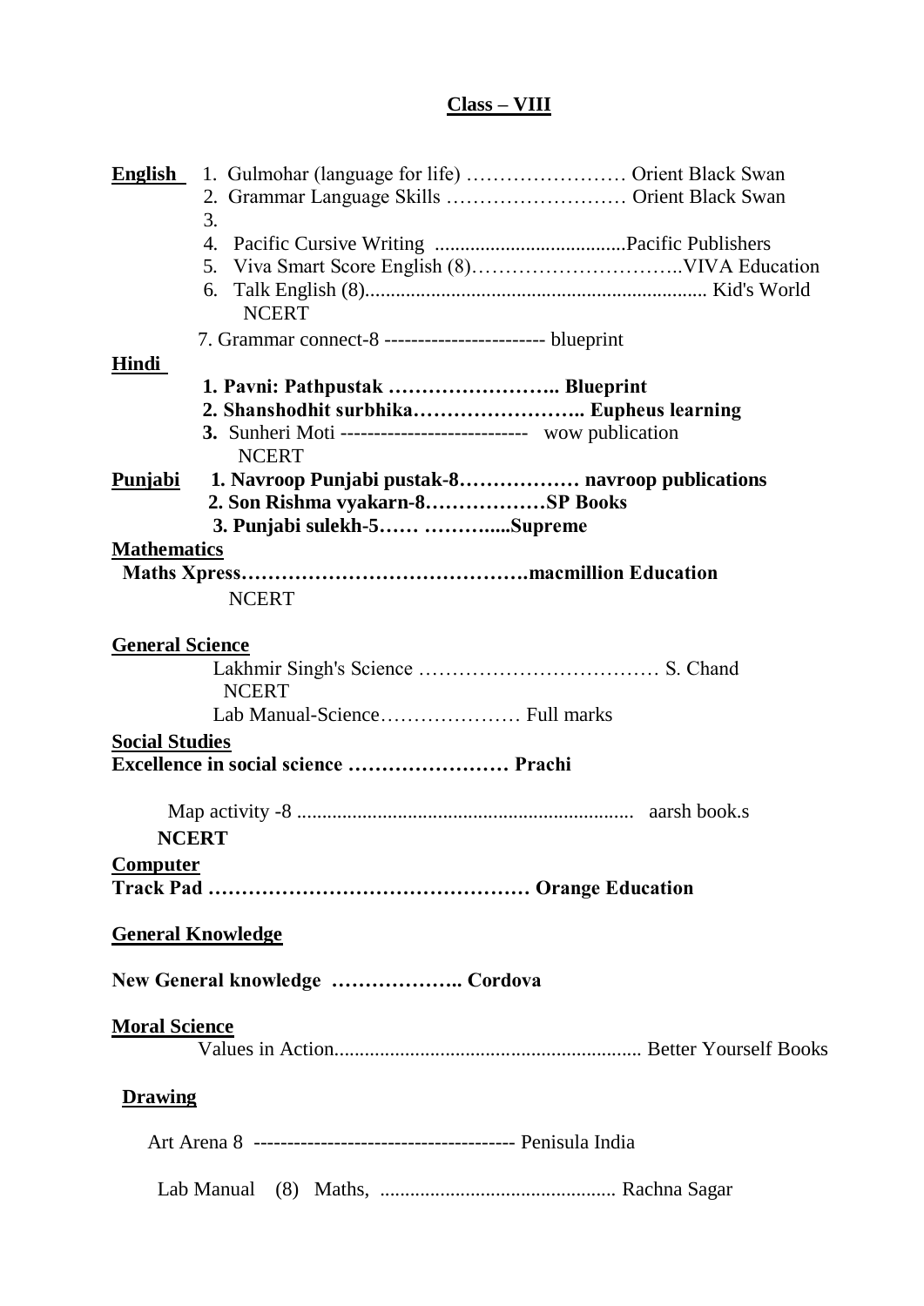# Class – VIII

**English**

1. Gulmohar (language for life) …………………… Orient Black Swan
2. Grammar Language Skills ……………………… Orient Black Swan
3. 
4. Pacific Cursive Writing ......................................Pacific Publishers
5. Viva Smart Score English (8)…………………………..VIVA Education
6. Talk English (8).................................................................... Kid's World

   NCERT

7. Grammar connect-8 ------------------------ blueprint

**Hindi**

**1. Pavni: Pathpustak …………………….. Blueprint**

**2. Shanshodhit surbhika…………………….. Eupheus learning**

**3.** Sunheri Moti --------------------------- wow publication

NCERT

**Punjabi**

**1. Navroop Punjabi pustak-8……………… navroop publications**

**2. Son Rishma vyakarn-8………………SP Books**

**3. Punjabi sulekh-5…… ………....Supreme**

**Mathematics**

**Maths Xpress…………………………………….macmillion Education**

NCERT

**General Science**

Lakhmir Singh's Science ……………………………… S. Chand

NCERT

Lab Manual-Science………………… Full marks

**Social Studies**

**Excellence in social science …………………… Prachi**

Map activity -8 ................................................................... aarsh book.s

**NCERT**

**Computer**

**Track Pad ………………………………………… Orange Education**

**General Knowledge**

**New General knowledge ……………….. Cordova**

**Moral Science**

Values in Action............................................................. Better Yourself Books

**Drawing**

Art Arena 8 -------------------------------------- Penisula India

Lab Manual (8) Maths, ............................................... Rachna Sagar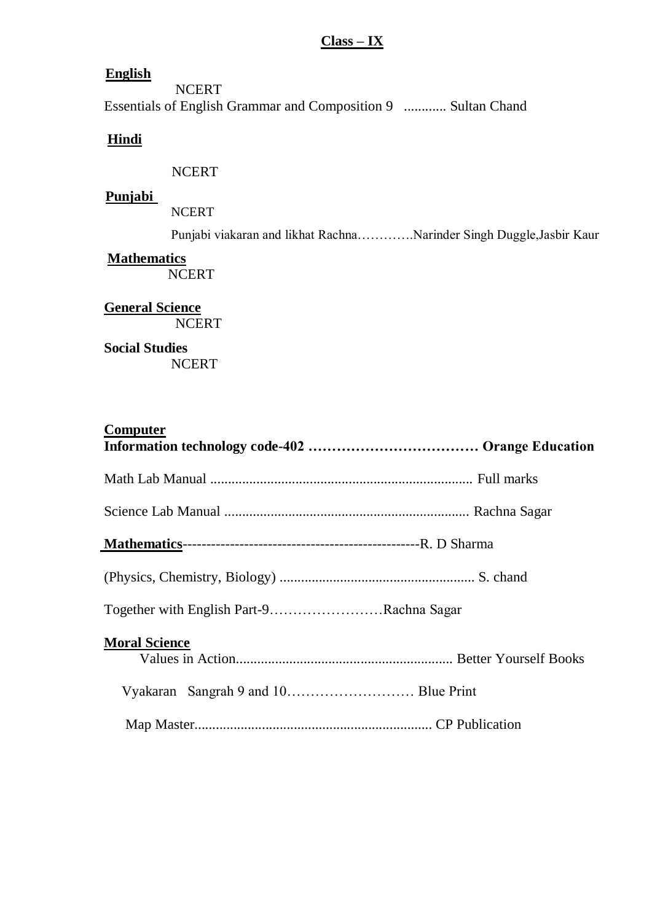## Class – IX

**English**

NCERT

Essentials of English Grammar and Composition 9 ............ Sultan Chand

**Hindi**

NCERT

**Punjabi**

NCERT

Punjabi viakaran and likhat Rachna………….Narinder Singh Duggle,Jasbir Kaur

**Mathematics**

NCERT

**General Science**

NCERT

**Social Studies**

NCERT

**Computer**

**Information technology code-402 ……………………………… Orange Education**

Math Lab Manual .......................................................................... Full marks

Science Lab Manual .................................................................... Rachna Sagar

**Mathematics**-------------------------------------------------R. D Sharma

(Physics, Chemistry, Biology) ....................................................... S. chand

Together with English Part-9……………………Rachna Sagar

**Moral Science**

Values in Action............................................................ Better Yourself Books

Vyakaran Sangrah 9 and 10……………………… Blue Print

Map Master.................................................................. CP Publication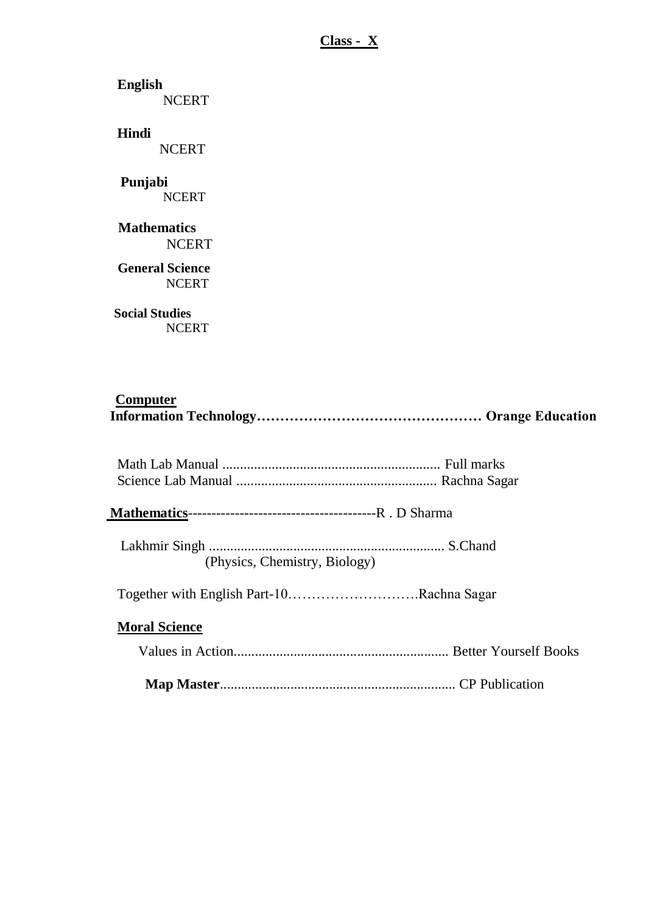## Class - X

**English**
NCERT

**Hindi**
NCERT

**Punjabi**
NCERT

**Mathematics**
NCERT

**General Science**
NCERT

**Social Studies**
NCERT

**Computer**
**Information Technology………………………………………… Orange Education**

Math Lab Manual ............................................................. Full marks
Science Lab Manual ......................................................... Rachna Sagar

**Mathematics**---------------------------------------R . D Sharma

Lakhmir Singh .................................................................. S.Chand
(Physics, Chemistry, Biology)

Together with English Part-10……………………….Rachna Sagar

**Moral Science**

Values in Action............................................................ Better Yourself Books

**Map Master**.................................................................. CP Publication